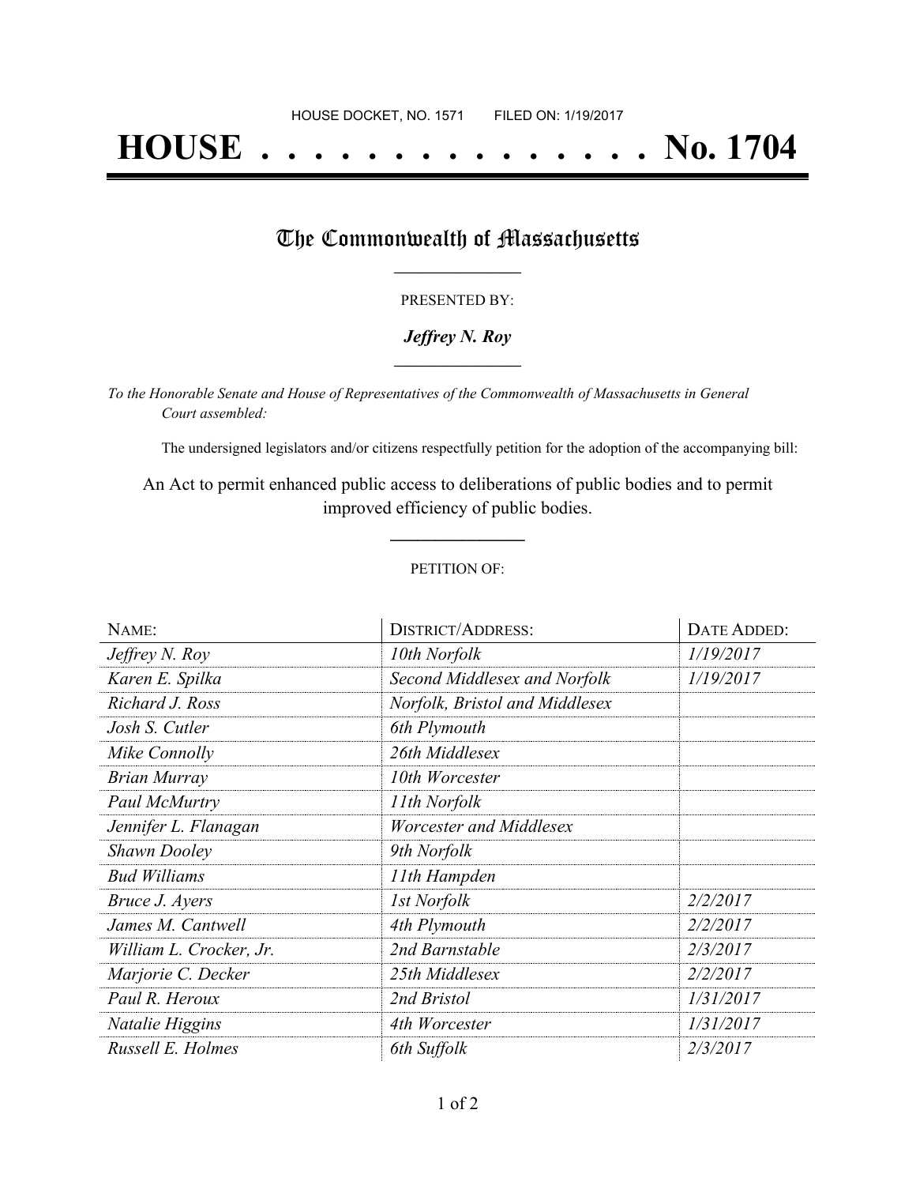HOUSE DOCKET, NO. 1571        FILED ON: 1/19/2017

# HOUSE . . . . . . . . . . . . . . . No. 1704

## The Commonwealth of Massachusetts

PRESENTED BY:

***Jeffrey N. Roy***

*To the Honorable Senate and House of Representatives of the Commonwealth of Massachusetts in General Court assembled:*

The undersigned legislators and/or citizens respectfully petition for the adoption of the accompanying bill:

An Act to permit enhanced public access to deliberations of public bodies and to permit improved efficiency of public bodies.

PETITION OF:

| NAME: | DISTRICT/ADDRESS: | DATE ADDED: |
|---|---|---|
| *Jeffrey N. Roy* | *10th Norfolk* | *1/19/2017* |
| *Karen E. Spilka* | *Second Middlesex and Norfolk* | *1/19/2017* |
| *Richard J. Ross* | *Norfolk, Bristol and Middlesex* | |
| *Josh S. Cutler* | *6th Plymouth* | |
| *Mike Connolly* | *26th Middlesex* | |
| *Brian Murray* | *10th Worcester* | |
| *Paul McMurtry* | *11th Norfolk* | |
| *Jennifer L. Flanagan* | *Worcester and Middlesex* | |
| *Shawn Dooley* | *9th Norfolk* | |
| *Bud Williams* | *11th Hampden* | |
| *Bruce J. Ayers* | *1st Norfolk* | *2/2/2017* |
| *James M. Cantwell* | *4th Plymouth* | *2/2/2017* |
| *William L. Crocker, Jr.* | *2nd Barnstable* | *2/3/2017* |
| *Marjorie C. Decker* | *25th Middlesex* | *2/2/2017* |
| *Paul R. Heroux* | *2nd Bristol* | *1/31/2017* |
| *Natalie Higgins* | *4th Worcester* | *1/31/2017* |
| *Russell E. Holmes* | *6th Suffolk* | *2/3/2017* |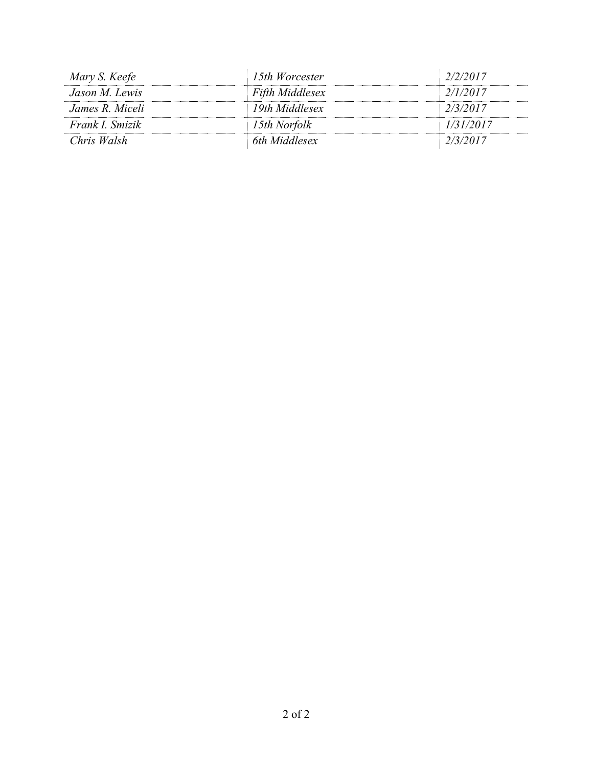| | | |
|---|---|---|
| *Mary S. Keefe* | *15th Worcester* | *2/2/2017* |
| *Jason M. Lewis* | *Fifth Middlesex* | *2/1/2017* |
| *James R. Miceli* | *19th Middlesex* | *2/3/2017* |
| *Frank I. Smizik* | *15th Norfolk* | *1/31/2017* |
| *Chris Walsh* | *6th Middlesex* | *2/3/2017* |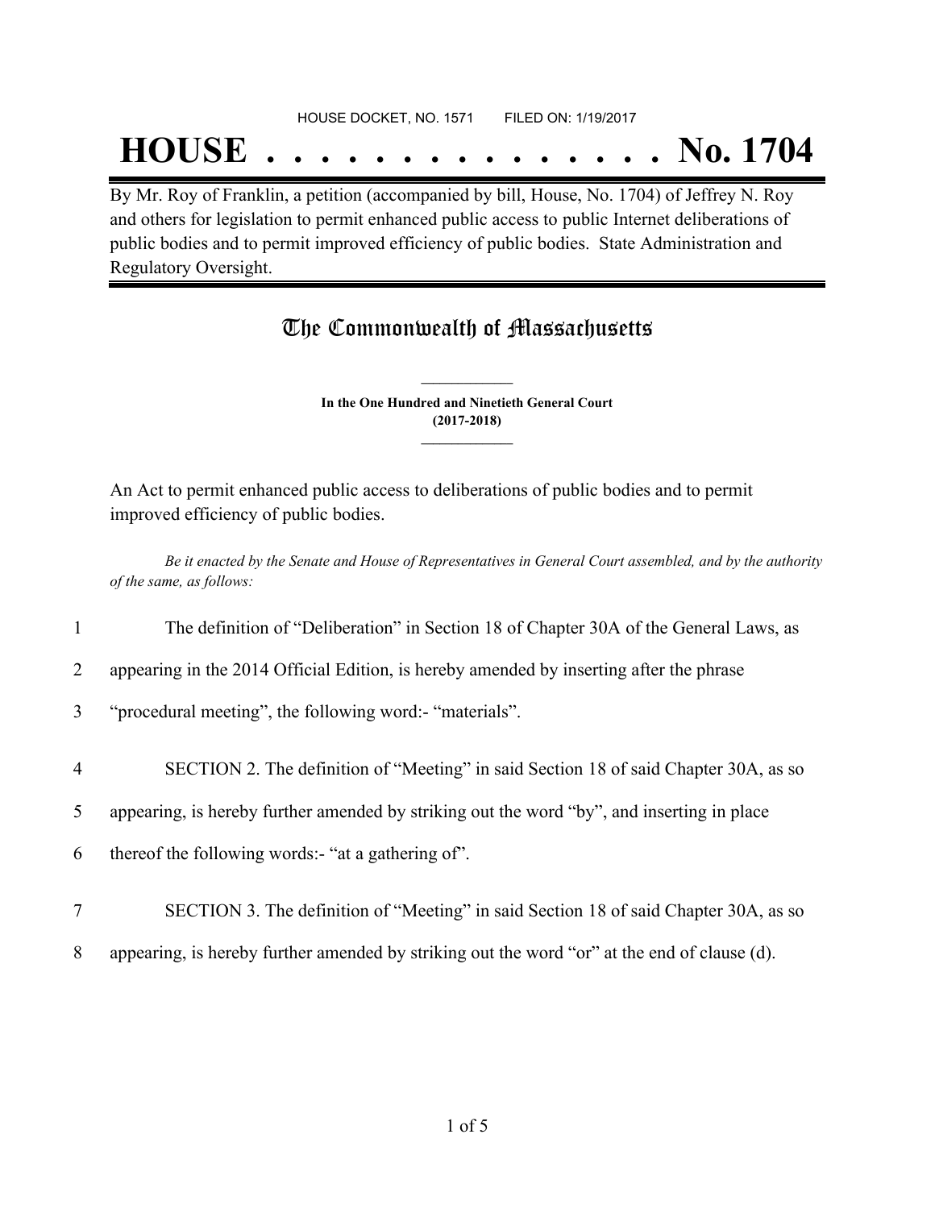HOUSE DOCKET, NO. 1571 FILED ON: 1/19/2017

# HOUSE . . . . . . . . . . . . . . . No. 1704

By Mr. Roy of Franklin, a petition (accompanied by bill, House, No. 1704) of Jeffrey N. Roy and others for legislation to permit enhanced public access to public Internet deliberations of public bodies and to permit improved efficiency of public bodies. State Administration and Regulatory Oversight.

## The Commonwealth of Massachusetts

**In the One Hundred and Ninetieth General Court**
**(2017-2018)**

An Act to permit enhanced public access to deliberations of public bodies and to permit improved efficiency of public bodies.

*Be it enacted by the Senate and House of Representatives in General Court assembled, and by the authority of the same, as follows:*

1 The definition of “Deliberation” in Section 18 of Chapter 30A of the General Laws, as
2 appearing in the 2014 Official Edition, is hereby amended by inserting after the phrase
3 “procedural meeting”, the following word:- “materials”.

4 SECTION 2. The definition of “Meeting” in said Section 18 of said Chapter 30A, as so
5 appearing, is hereby further amended by striking out the word “by”, and inserting in place
6 thereof the following words:- “at a gathering of”.

7 SECTION 3. The definition of “Meeting” in said Section 18 of said Chapter 30A, as so
8 appearing, is hereby further amended by striking out the word “or” at the end of clause (d).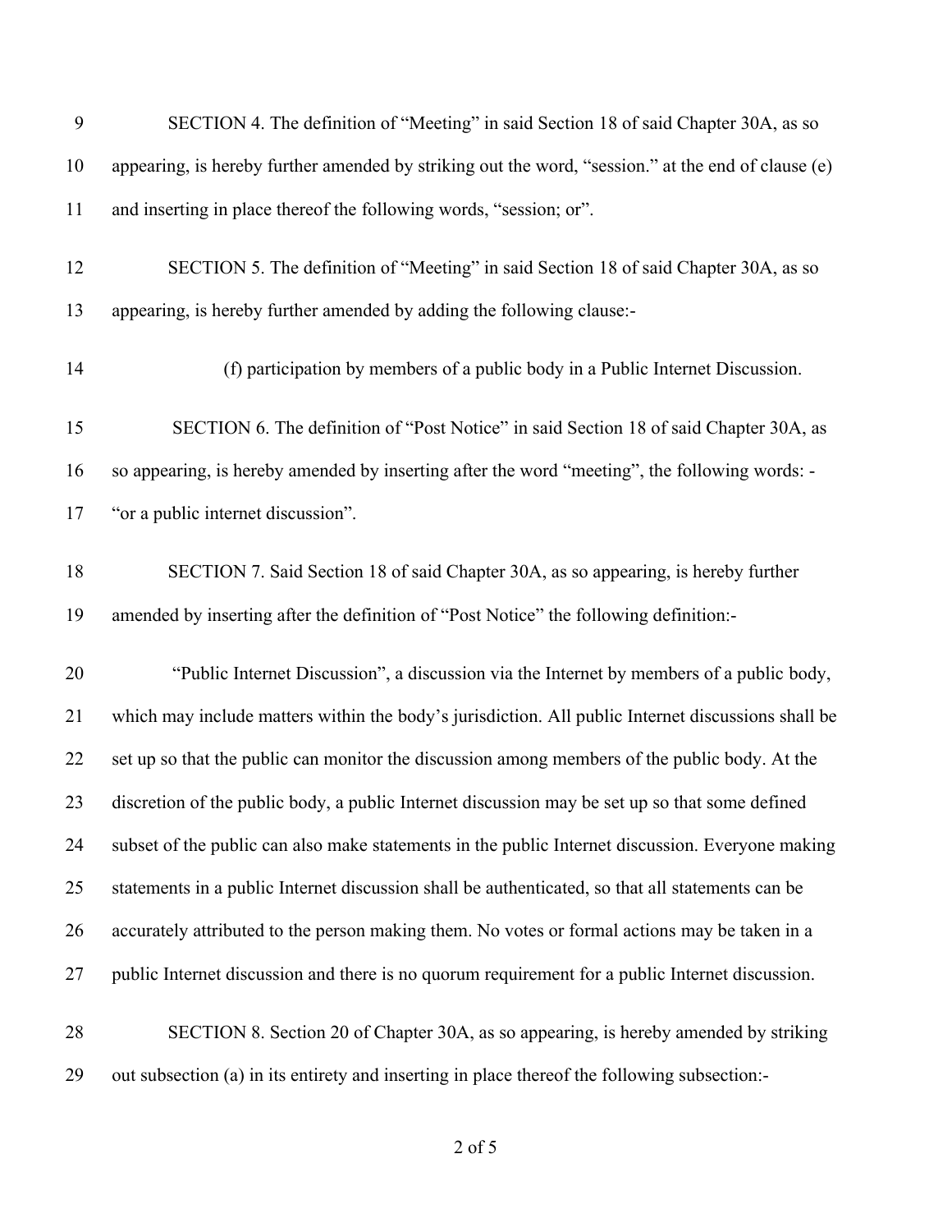SECTION 4. The definition of "Meeting" in said Section 18 of said Chapter 30A, as so appearing, is hereby further amended by striking out the word, "session." at the end of clause (e) and inserting in place thereof the following words, "session; or".

SECTION 5. The definition of "Meeting" in said Section 18 of said Chapter 30A, as so appearing, is hereby further amended by adding the following clause:-

(f) participation by members of a public body in a Public Internet Discussion.

SECTION 6. The definition of "Post Notice" in said Section 18 of said Chapter 30A, as so appearing, is hereby amended by inserting after the word "meeting", the following words: - "or a public internet discussion".

SECTION 7. Said Section 18 of said Chapter 30A, as so appearing, is hereby further amended by inserting after the definition of "Post Notice" the following definition:-

"Public Internet Discussion", a discussion via the Internet by members of a public body, which may include matters within the body's jurisdiction. All public Internet discussions shall be set up so that the public can monitor the discussion among members of the public body. At the discretion of the public body, a public Internet discussion may be set up so that some defined subset of the public can also make statements in the public Internet discussion. Everyone making statements in a public Internet discussion shall be authenticated, so that all statements can be accurately attributed to the person making them. No votes or formal actions may be taken in a public Internet discussion and there is no quorum requirement for a public Internet discussion.

SECTION 8. Section 20 of Chapter 30A, as so appearing, is hereby amended by striking out subsection (a) in its entirety and inserting in place thereof the following subsection:-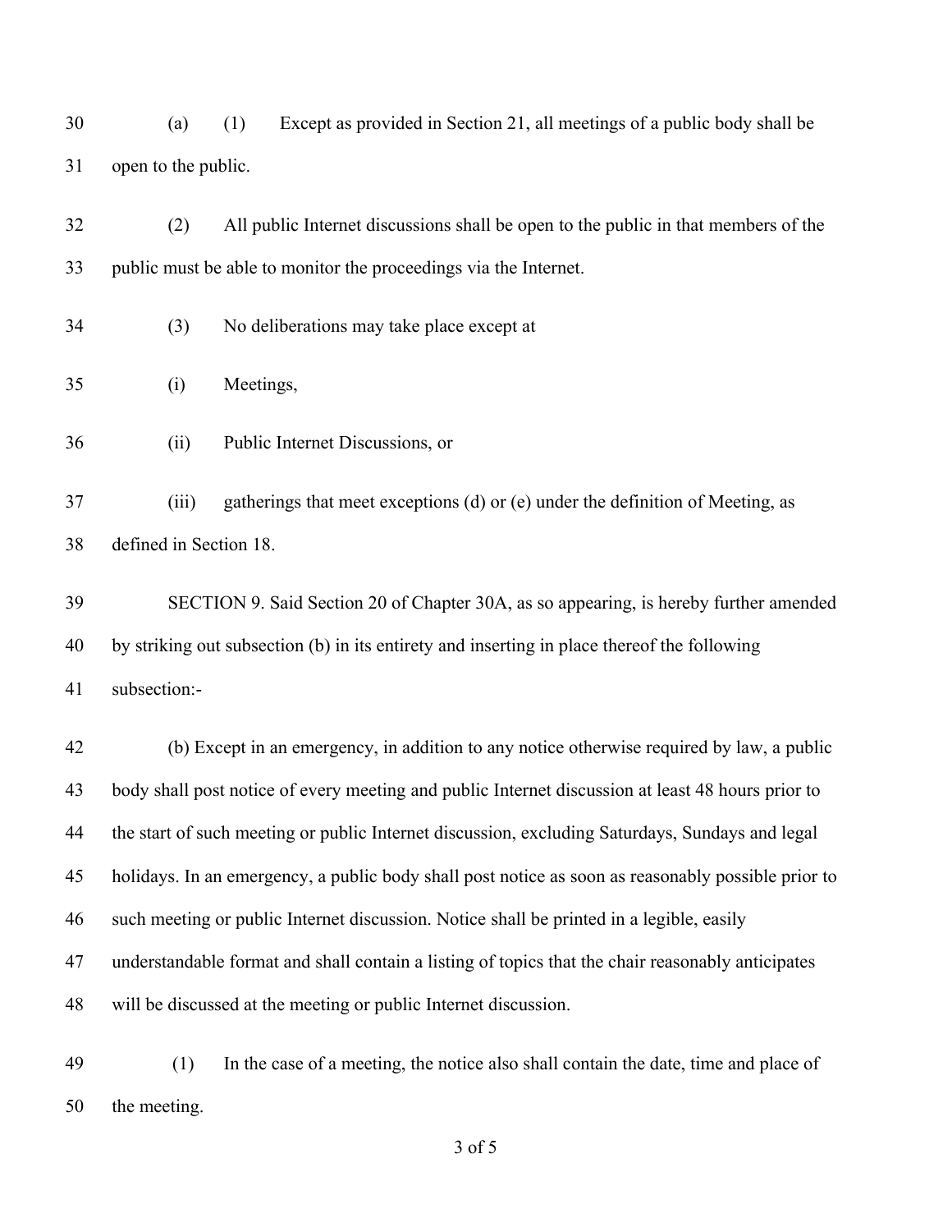(a) (1) Except as provided in Section 21, all meetings of a public body shall be open to the public.

(2) All public Internet discussions shall be open to the public in that members of the public must be able to monitor the proceedings via the Internet.

(3) No deliberations may take place except at

(i) Meetings,

(ii) Public Internet Discussions, or

(iii) gatherings that meet exceptions (d) or (e) under the definition of Meeting, as defined in Section 18.

SECTION 9. Said Section 20 of Chapter 30A, as so appearing, is hereby further amended by striking out subsection (b) in its entirety and inserting in place thereof the following subsection:-

(b) Except in an emergency, in addition to any notice otherwise required by law, a public body shall post notice of every meeting and public Internet discussion at least 48 hours prior to the start of such meeting or public Internet discussion, excluding Saturdays, Sundays and legal holidays. In an emergency, a public body shall post notice as soon as reasonably possible prior to such meeting or public Internet discussion. Notice shall be printed in a legible, easily understandable format and shall contain a listing of topics that the chair reasonably anticipates will be discussed at the meeting or public Internet discussion.

(1) In the case of a meeting, the notice also shall contain the date, time and place of the meeting.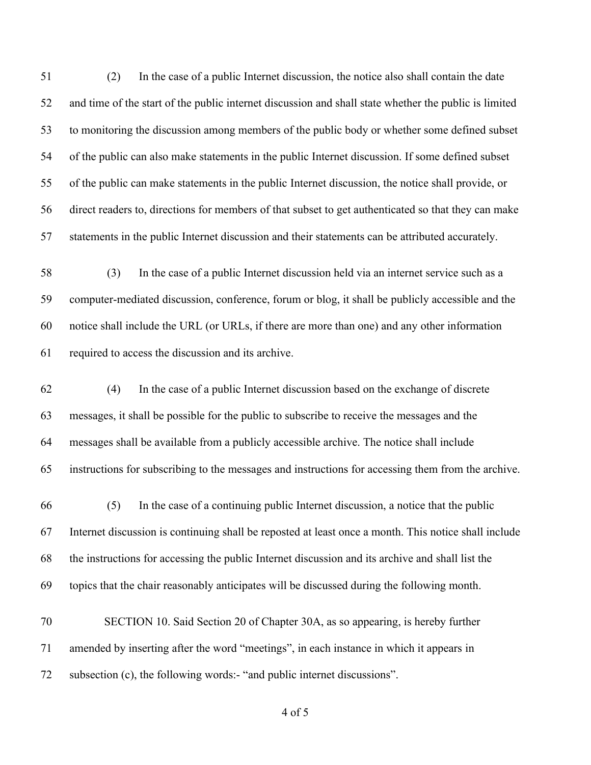(2) In the case of a public Internet discussion, the notice also shall contain the date and time of the start of the public internet discussion and shall state whether the public is limited to monitoring the discussion among members of the public body or whether some defined subset of the public can also make statements in the public Internet discussion. If some defined subset of the public can make statements in the public Internet discussion, the notice shall provide, or direct readers to, directions for members of that subset to get authenticated so that they can make statements in the public Internet discussion and their statements can be attributed accurately.

(3) In the case of a public Internet discussion held via an internet service such as a computer-mediated discussion, conference, forum or blog, it shall be publicly accessible and the notice shall include the URL (or URLs, if there are more than one) and any other information required to access the discussion and its archive.

(4) In the case of a public Internet discussion based on the exchange of discrete messages, it shall be possible for the public to subscribe to receive the messages and the messages shall be available from a publicly accessible archive. The notice shall include instructions for subscribing to the messages and instructions for accessing them from the archive.

(5) In the case of a continuing public Internet discussion, a notice that the public Internet discussion is continuing shall be reposted at least once a month. This notice shall include the instructions for accessing the public Internet discussion and its archive and shall list the topics that the chair reasonably anticipates will be discussed during the following month.

SECTION 10. Said Section 20 of Chapter 30A, as so appearing, is hereby further amended by inserting after the word "meetings", in each instance in which it appears in subsection (c), the following words:- "and public internet discussions".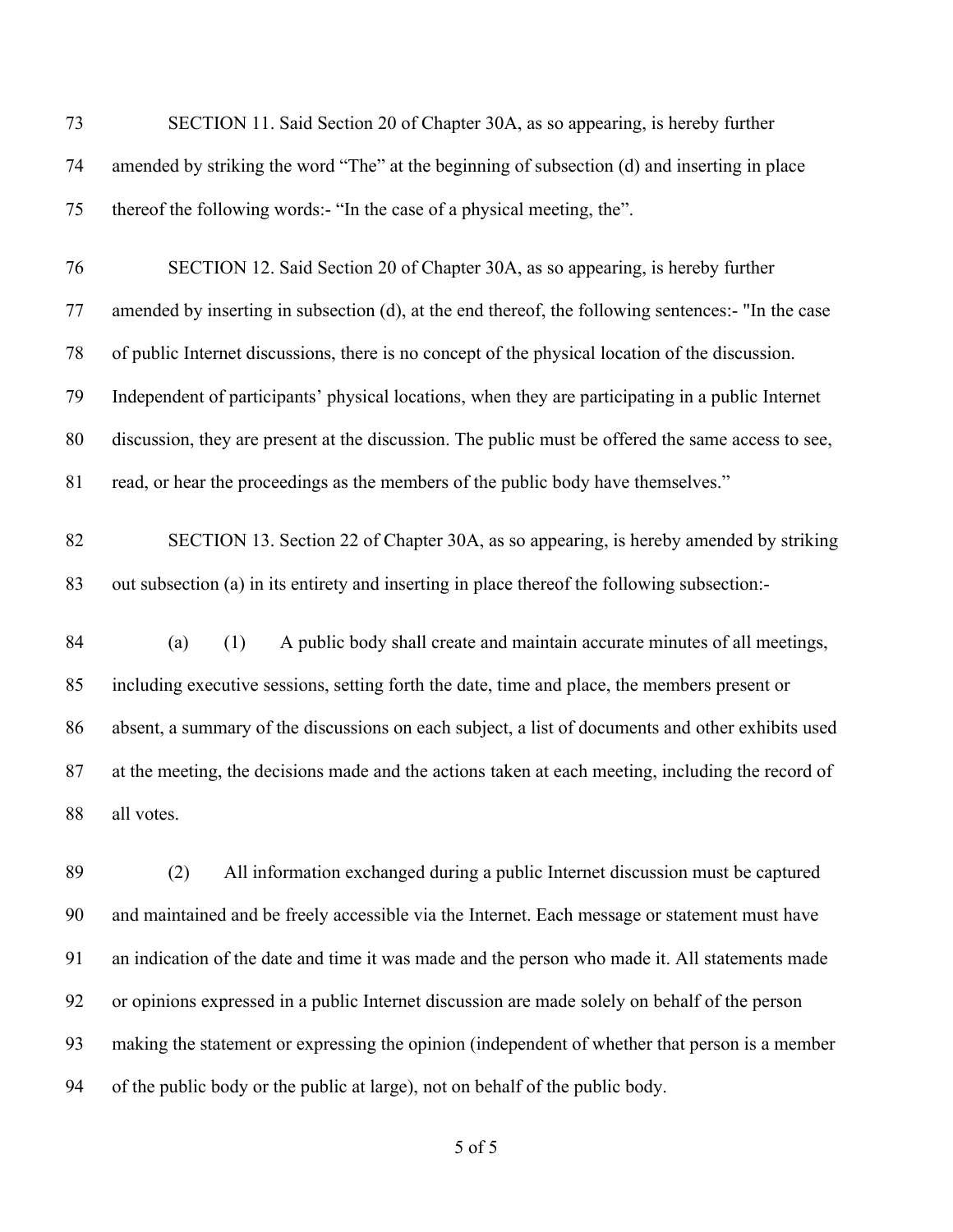SECTION 11. Said Section 20 of Chapter 30A, as so appearing, is hereby further amended by striking the word "The" at the beginning of subsection (d) and inserting in place thereof the following words:- "In the case of a physical meeting, the".

SECTION 12. Said Section 20 of Chapter 30A, as so appearing, is hereby further amended by inserting in subsection (d), at the end thereof, the following sentences:- "In the case of public Internet discussions, there is no concept of the physical location of the discussion. Independent of participants' physical locations, when they are participating in a public Internet discussion, they are present at the discussion. The public must be offered the same access to see, read, or hear the proceedings as the members of the public body have themselves."

SECTION 13. Section 22 of Chapter 30A, as so appearing, is hereby amended by striking out subsection (a) in its entirety and inserting in place thereof the following subsection:-

(a) (1) A public body shall create and maintain accurate minutes of all meetings, including executive sessions, setting forth the date, time and place, the members present or absent, a summary of the discussions on each subject, a list of documents and other exhibits used at the meeting, the decisions made and the actions taken at each meeting, including the record of all votes.

(2) All information exchanged during a public Internet discussion must be captured and maintained and be freely accessible via the Internet. Each message or statement must have an indication of the date and time it was made and the person who made it. All statements made or opinions expressed in a public Internet discussion are made solely on behalf of the person making the statement or expressing the opinion (independent of whether that person is a member of the public body or the public at large), not on behalf of the public body.